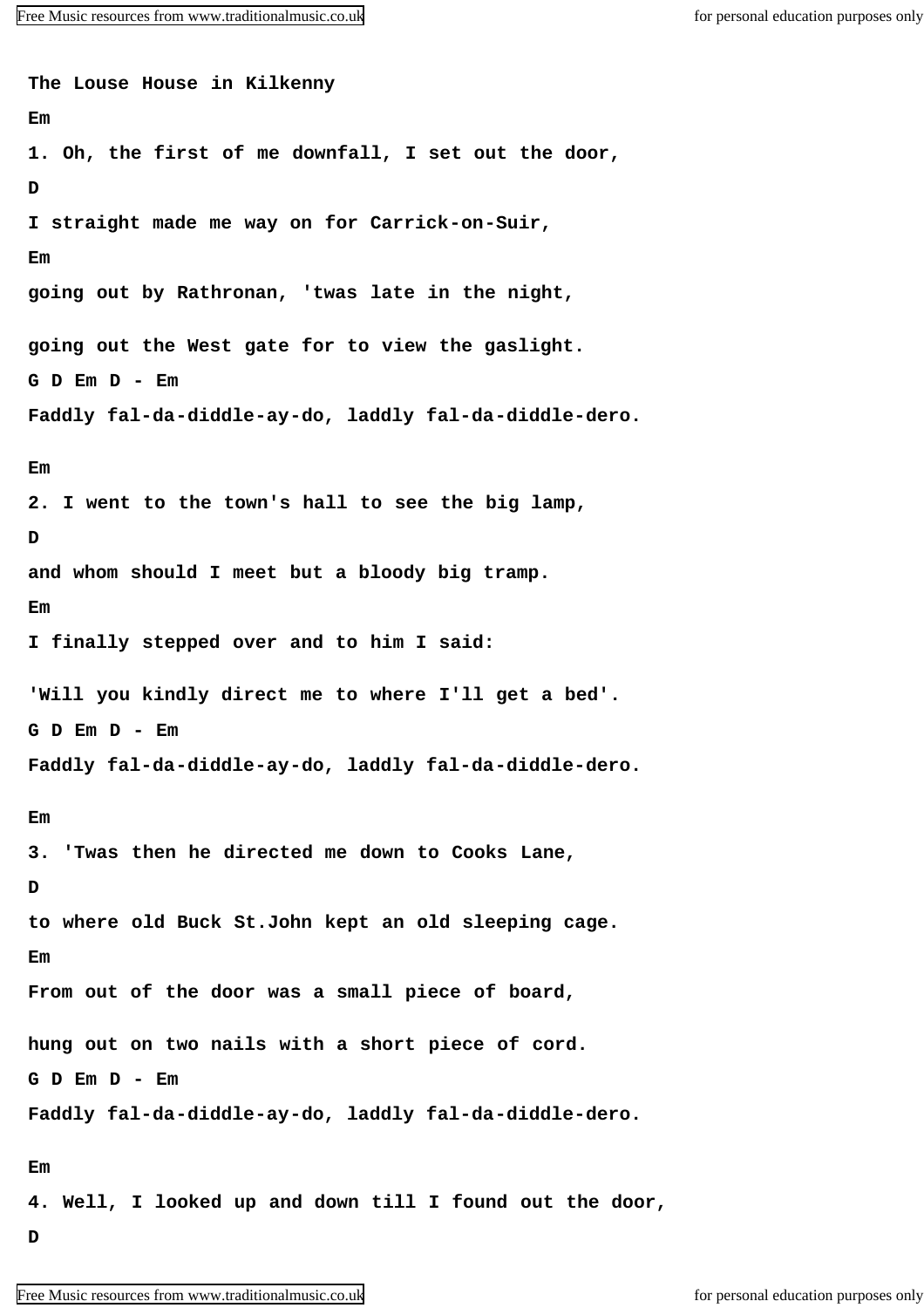**The Louse House in Kilkenny**

Em

1. Oh, the first of me downfall, I set out the door,

D

I straight made me way on for Carrick-on-Suir,

Em

going out by Rathronan, 'twas late in the night,

going out the West gate for to view the gaslight.

G D Em D - Em

Faddly fal-da-diddle-ay-do, laddly fal-da-diddle-dero.

Em

2. I went to the town's hall to see the big lamp,

D

and whom should I meet but a bloody big tramp.

Em

I finally stepped over and to him I said:

'Will you kindly direct me to where I'll get a bed'.

G D Em D - Em

Faddly fal-da-diddle-ay-do, laddly fal-da-diddle-dero.

Em

3. 'Twas then he directed me down to Cooks Lane,

D

to where old Buck St.John kept an old sleeping cage.

Em

From out of the door was a small piece of board,

hung out on two nails with a short piece of cord.

G D Em D - Em

Faddly fal-da-diddle-ay-do, laddly fal-da-diddle-dero.

Em

4. Well, I looked up and down till I found out the door,

D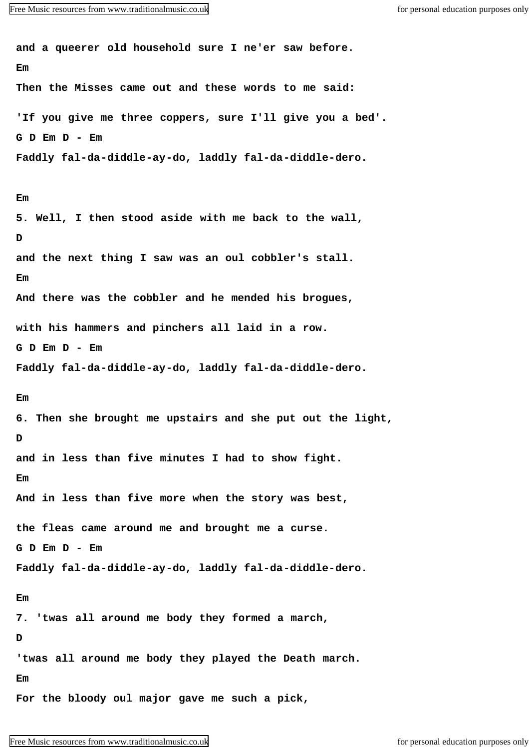**and a queerer old household sure I ne'er saw before.**

**Em**

**Then the Misses came out and these words to me said:**

**'If you give me three coppers, sure I'll give you a bed'.**

**G D Em D - Em**

**Faddly fal-da-diddle-ay-do, laddly fal-da-diddle-dero.**

**Em**

**5. Well, I then stood aside with me back to the wall,**

**D**

**and the next thing I saw was an oul cobbler's stall.**

**Em**

**And there was the cobbler and he mended his brogues,**

**with his hammers and pinchers all laid in a row.**

**G D Em D - Em**

**Faddly fal-da-diddle-ay-do, laddly fal-da-diddle-dero.**

**Em**

**6. Then she brought me upstairs and she put out the light,**

**D**

**and in less than five minutes I had to show fight.**

**Em**

**And in less than five more when the story was best,**

**the fleas came around me and brought me a curse.**

**G D Em D - Em**

**Faddly fal-da-diddle-ay-do, laddly fal-da-diddle-dero.**

**Em**

**7. 'twas all around me body they formed a march,**

**D**

**'twas all around me body they played the Death march.**

**Em**

**For the bloody oul major gave me such a pick,**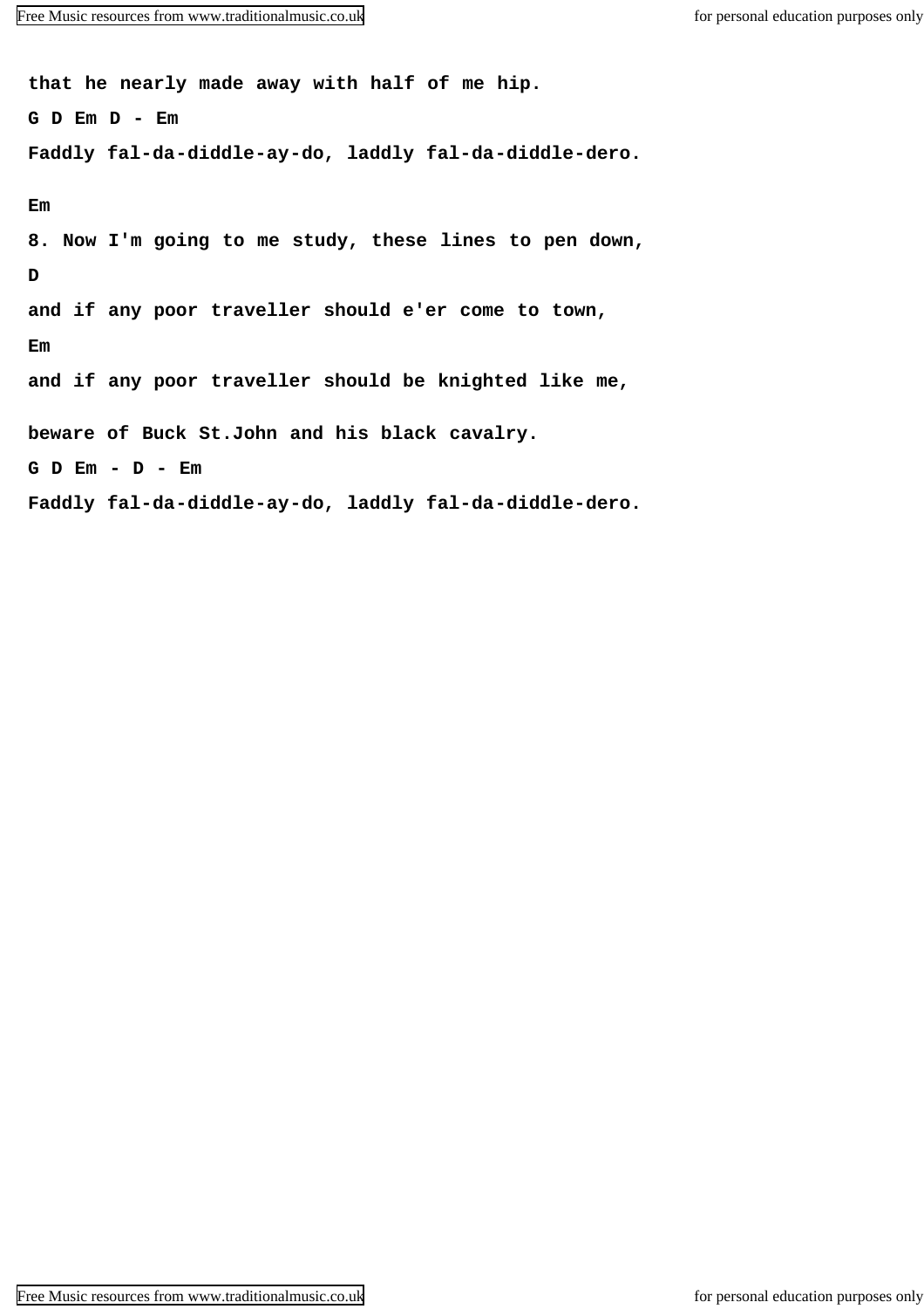**that he nearly made away with half of me hip.**

**G D Em D - Em**

**Faddly fal-da-diddle-ay-do, laddly fal-da-diddle-dero.**

**Em**

**8. Now I'm going to me study, these lines to pen down,**

**D**

**and if any poor traveller should e'er come to town,**

**Em**

**and if any poor traveller should be knighted like me,**

**beware of Buck St.John and his black cavalry.**

**G D Em - D - Em**

**Faddly fal-da-diddle-ay-do, laddly fal-da-diddle-dero.**